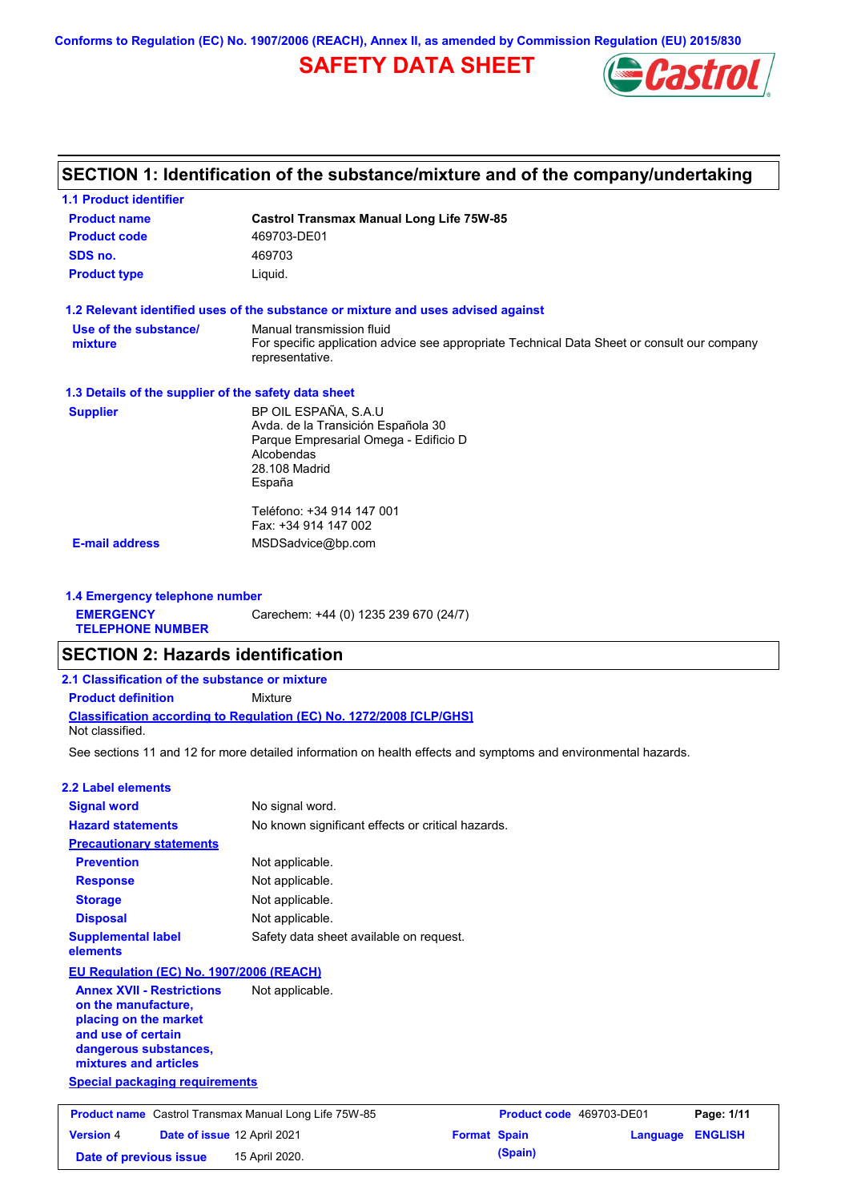Conforms to Regulation (EC) No. 1907/2006 (REACH), Annex II, as amended by Commission Regulation (EU) 2015/830

# SAFETY DATA SHEET

## SECTION 1: Identification of the substance/mixture and of the company/undertaking

### 1.1 Product identifier

| | |
|---|---|
| **Product name** | **Castrol Transmax Manual Long Life 75W-85** |
| **Product code** | 469703-DE01 |
| **SDS no.** | 469703 |
| **Product type** | Liquid. |

### 1.2 Relevant identified uses of the substance or mixture and uses advised against

| | |
|---|---|
| **Use of the substance/ mixture** | Manual transmission fluid<br>For specific application advice see appropriate Technical Data Sheet or consult our company representative. |

### 1.3 Details of the supplier of the safety data sheet

| | |
|---|---|
| **Supplier** | BP OIL ESPAÑA, S.A.U<br>Avda. de la Transición Española 30<br>Parque Empresarial Omega - Edificio D<br>Alcobendas<br>28.108 Madrid<br>España<br><br>Teléfono: +34 914 147 001<br>Fax: +34 914 147 002 |
| **E-mail address** | MSDSadvice@bp.com |

### 1.4 Emergency telephone number

| | |
|---|---|
| **EMERGENCY TELEPHONE NUMBER** | Carechem: +44 (0) 1235 239 670 (24/7) |

## SECTION 2: Hazards identification

### 2.1 Classification of the substance or mixture

**Product definition** Mixture

**Classification according to Regulation (EC) No. 1272/2008 [CLP/GHS]**

Not classified.

See sections 11 and 12 for more detailed information on health effects and symptoms and environmental hazards.

### 2.2 Label elements

| | |
|---|---|
| **Signal word** | No signal word. |
| **Hazard statements** | No known significant effects or critical hazards. |
| **Precautionary statements** | |
| **Prevention** | Not applicable. |
| **Response** | Not applicable. |
| **Storage** | Not applicable. |
| **Disposal** | Not applicable. |
| **Supplemental label elements** | Safety data sheet available on request. |

**EU Regulation (EC) No. 1907/2006 (REACH)**

| | |
|---|---|
| **Annex XVII - Restrictions on the manufacture, placing on the market and use of certain dangerous substances, mixtures and articles** | Not applicable. |

**Special packaging requirements**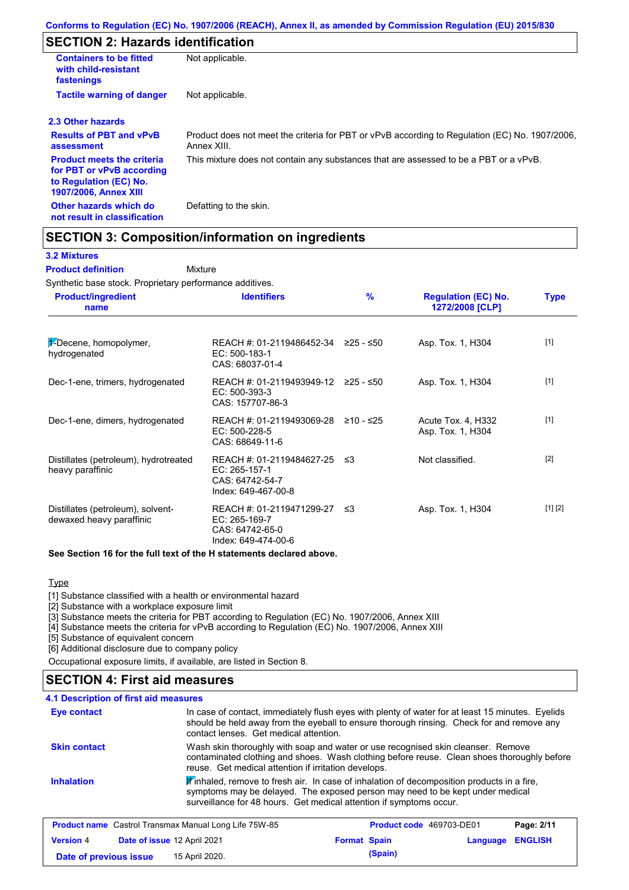## SECTION 2: Hazards identification

| | |
|---|---|
| **Containers to be fitted with child-resistant fastenings** | Not applicable. |
| **Tactile warning of danger** | Not applicable. |

### 2.3 Other hazards

| | |
|---|---|
| **Results of PBT and vPvB assessment** | Product does not meet the criteria for PBT or vPvB according to Regulation (EC) No. 1907/2006, Annex XIII. |
| **Product meets the criteria for PBT or vPvB according to Regulation (EC) No. 1907/2006, Annex XIII** | This mixture does not contain any substances that are assessed to be a PBT or a vPvB. |
| **Other hazards which do not result in classification** | Defatting to the skin. |

## SECTION 3: Composition/information on ingredients

### 3.2 Mixtures

**Product definition** Mixture

Synthetic base stock. Proprietary performance additives.

| Product/ingredient name | Identifiers | % | Regulation (EC) No. 1272/2008 [CLP] | Type |
|---|---|---|---|---|
| 1-Decene, homopolymer, hydrogenated | REACH #: 01-2119486452-34<br>EC: 500-183-1<br>CAS: 68037-01-4 | ≥25 - ≤50 | Asp. Tox. 1, H304 | [1] |
| Dec-1-ene, trimers, hydrogenated | REACH #: 01-2119493949-12<br>EC: 500-393-3<br>CAS: 157707-86-3 | ≥25 - ≤50 | Asp. Tox. 1, H304 | [1] |
| Dec-1-ene, dimers, hydrogenated | REACH #: 01-2119493069-28<br>EC: 500-228-5<br>CAS: 68649-11-6 | ≥10 - ≤25 | Acute Tox. 4, H332<br>Asp. Tox. 1, H304 | [1] |
| Distillates (petroleum), hydrotreated heavy paraffinic | REACH #: 01-2119484627-25<br>EC: 265-157-1<br>CAS: 64742-54-7<br>Index: 649-467-00-8 | ≤3 | Not classified. | [2] |
| Distillates (petroleum), solvent-dewaxed heavy paraffinic | REACH #: 01-2119471299-27<br>EC: 265-169-7<br>CAS: 64742-65-0<br>Index: 649-474-00-6 | ≤3 | Asp. Tox. 1, H304 | [1] [2] |

**See Section 16 for the full text of the H statements declared above.**

Type

[1] Substance classified with a health or environmental hazard
[2] Substance with a workplace exposure limit
[3] Substance meets the criteria for PBT according to Regulation (EC) No. 1907/2006, Annex XIII
[4] Substance meets the criteria for vPvB according to Regulation (EC) No. 1907/2006, Annex XIII
[5] Substance of equivalent concern
[6] Additional disclosure due to company policy

Occupational exposure limits, if available, are listed in Section 8.

## SECTION 4: First aid measures

### 4.1 Description of first aid measures

| | |
|---|---|
| **Eye contact** | In case of contact, immediately flush eyes with plenty of water for at least 15 minutes. Eyelids should be held away from the eyeball to ensure thorough rinsing. Check for and remove any contact lenses. Get medical attention. |
| **Skin contact** | Wash skin thoroughly with soap and water or use recognised skin cleanser. Remove contaminated clothing and shoes. Wash clothing before reuse. Clean shoes thoroughly before reuse. Get medical attention if irritation develops. |
| **Inhalation** | If inhaled, remove to fresh air. In case of inhalation of decomposition products in a fire, symptoms may be delayed. The exposed person may need to be kept under medical surveillance for 48 hours. Get medical attention if symptoms occur. |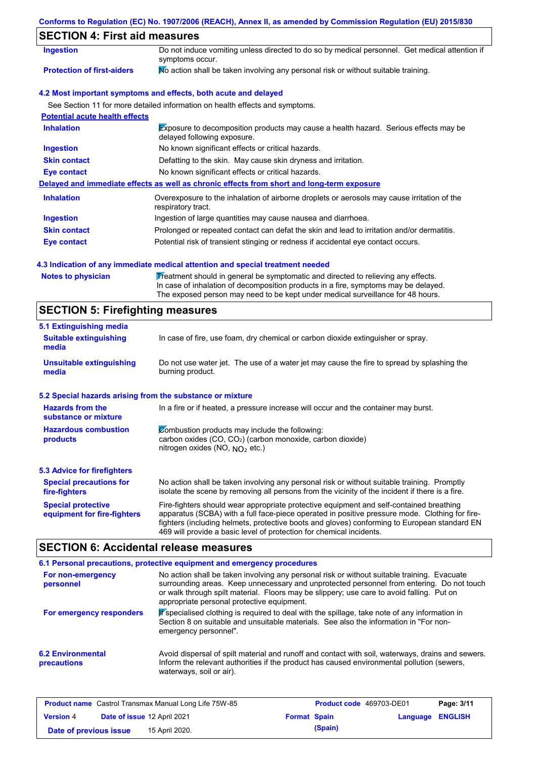## SECTION 4: First aid measures

| | |
|---|---|
| **Ingestion** | Do not induce vomiting unless directed to do so by medical personnel. Get medical attention if symptoms occur. |
| **Protection of first-aiders** | No action shall be taken involving any personal risk or without suitable training. |

### 4.2 Most important symptoms and effects, both acute and delayed

See Section 11 for more detailed information on health effects and symptoms.

**Potential acute health effects**

| | |
|---|---|
| **Inhalation** | Exposure to decomposition products may cause a health hazard. Serious effects may be delayed following exposure. |
| **Ingestion** | No known significant effects or critical hazards. |
| **Skin contact** | Defatting to the skin. May cause skin dryness and irritation. |
| **Eye contact** | No known significant effects or critical hazards. |

**Delayed and immediate effects as well as chronic effects from short and long-term exposure**

| | |
|---|---|
| **Inhalation** | Overexposure to the inhalation of airborne droplets or aerosols may cause irritation of the respiratory tract. |
| **Ingestion** | Ingestion of large quantities may cause nausea and diarrhoea. |
| **Skin contact** | Prolonged or repeated contact can defat the skin and lead to irritation and/or dermatitis. |
| **Eye contact** | Potential risk of transient stinging or redness if accidental eye contact occurs. |

### 4.3 Indication of any immediate medical attention and special treatment needed

| | |
|---|---|
| **Notes to physician** | Treatment should in general be symptomatic and directed to relieving any effects. In case of inhalation of decomposition products in a fire, symptoms may be delayed. The exposed person may need to be kept under medical surveillance for 48 hours. |

## SECTION 5: Firefighting measures

### 5.1 Extinguishing media

| | |
|---|---|
| **Suitable extinguishing media** | In case of fire, use foam, dry chemical or carbon dioxide extinguisher or spray. |
| **Unsuitable extinguishing media** | Do not use water jet. The use of a water jet may cause the fire to spread by splashing the burning product. |

### 5.2 Special hazards arising from the substance or mixture

| | |
|---|---|
| **Hazards from the substance or mixture** | In a fire or if heated, a pressure increase will occur and the container may burst. |
| **Hazardous combustion products** | Combustion products may include the following: carbon oxides (CO, $CO_2$) (carbon monoxide, carbon dioxide) nitrogen oxides (NO, $NO_2$ etc.) |

### 5.3 Advice for firefighters

| | |
|---|---|
| **Special precautions for fire-fighters** | No action shall be taken involving any personal risk or without suitable training. Promptly isolate the scene by removing all persons from the vicinity of the incident if there is a fire. |
| **Special protective equipment for fire-fighters** | Fire-fighters should wear appropriate protective equipment and self-contained breathing apparatus (SCBA) with a full face-piece operated in positive pressure mode. Clothing for fire-fighters (including helmets, protective boots and gloves) conforming to European standard EN 469 will provide a basic level of protection for chemical incidents. |

## SECTION 6: Accidental release measures

### 6.1 Personal precautions, protective equipment and emergency procedures

| | |
|---|---|
| **For non-emergency personnel** | No action shall be taken involving any personal risk or without suitable training. Evacuate surrounding areas. Keep unnecessary and unprotected personnel from entering. Do not touch or walk through spilt material. Floors may be slippery; use care to avoid falling. Put on appropriate personal protective equipment. |
| **For emergency responders** | If specialised clothing is required to deal with the spillage, take note of any information in Section 8 on suitable and unsuitable materials. See also the information in "For non-emergency personnel". |

| | |
|---|---|
| **6.2 Environmental precautions** | Avoid dispersal of spilt material and runoff and contact with soil, waterways, drains and sewers. Inform the relevant authorities if the product has caused environmental pollution (sewers, waterways, soil or air). |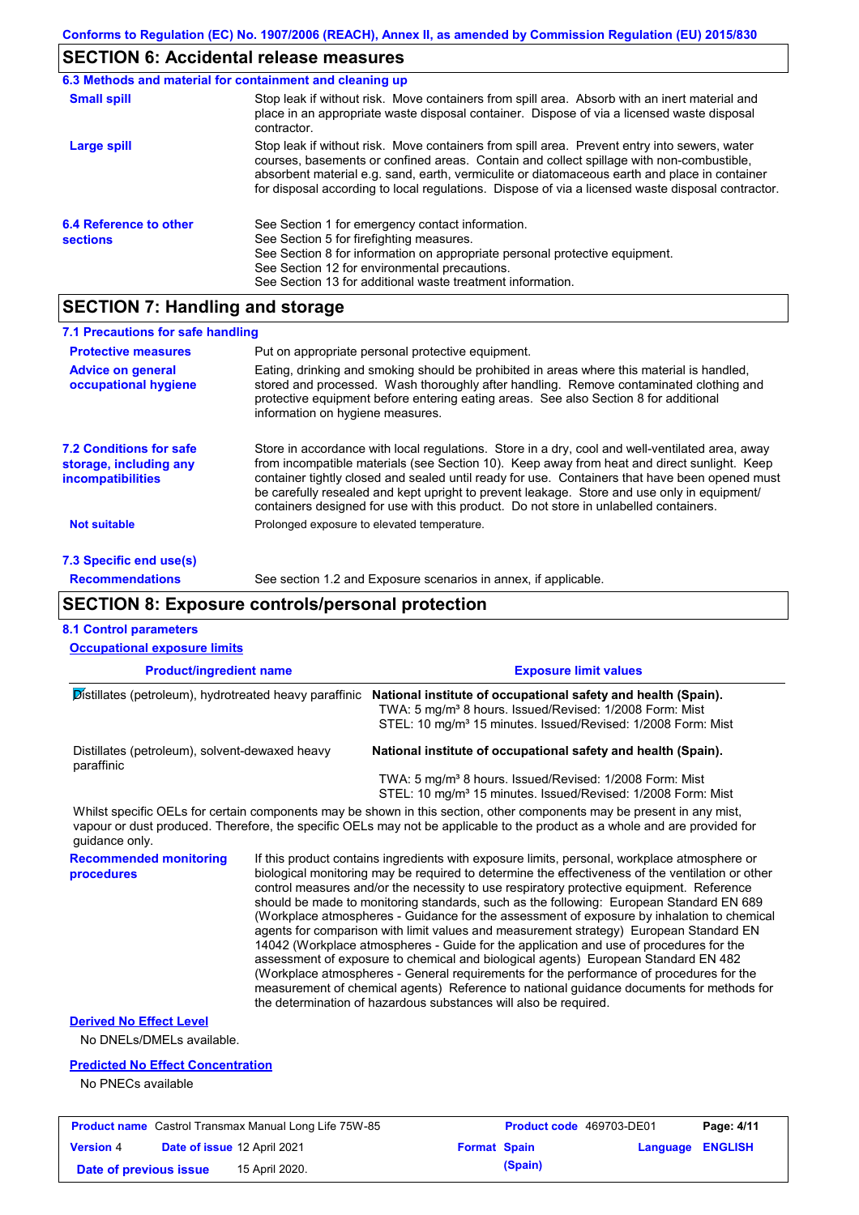## SECTION 6: Accidental release measures

### 6.3 Methods and material for containment and cleaning up

**Small spill**

Stop leak if without risk. Move containers from spill area. Absorb with an inert material and place in an appropriate waste disposal container. Dispose of via a licensed waste disposal contractor.

**Large spill**

Stop leak if without risk. Move containers from spill area. Prevent entry into sewers, water courses, basements or confined areas. Contain and collect spillage with non-combustible, absorbent material e.g. sand, earth, vermiculite or diatomaceous earth and place in container for disposal according to local regulations. Dispose of via a licensed waste disposal contractor.

### 6.4 Reference to other sections

See Section 1 for emergency contact information.
See Section 5 for firefighting measures.
See Section 8 for information on appropriate personal protective equipment.
See Section 12 for environmental precautions.
See Section 13 for additional waste treatment information.

## SECTION 7: Handling and storage

### 7.1 Precautions for safe handling

**Protective measures**

Put on appropriate personal protective equipment.

**Advice on general occupational hygiene**

Eating, drinking and smoking should be prohibited in areas where this material is handled, stored and processed. Wash thoroughly after handling. Remove contaminated clothing and protective equipment before entering eating areas. See also Section 8 for additional information on hygiene measures.

### 7.2 Conditions for safe storage, including any incompatibilities

Store in accordance with local regulations. Store in a dry, cool and well-ventilated area, away from incompatible materials (see Section 10). Keep away from heat and direct sunlight. Keep container tightly closed and sealed until ready for use. Containers that have been opened must be carefully resealed and kept upright to prevent leakage. Store and use only in equipment/containers designed for use with this product. Do not store in unlabelled containers.

**Not suitable**

Prolonged exposure to elevated temperature.

### 7.3 Specific end use(s)

**Recommendations**

See section 1.2 and Exposure scenarios in annex, if applicable.

## SECTION 8: Exposure controls/personal protection

### 8.1 Control parameters

**Occupational exposure limits**

| Product/ingredient name | Exposure limit values |
|---|---|
| Distillates (petroleum), hydrotreated heavy paraffinic | **National institute of occupational safety and health (Spain).** TWA: 5 mg/m³ 8 hours. Issued/Revised: 1/2008 Form: Mist STEL: 10 mg/m³ 15 minutes. Issued/Revised: 1/2008 Form: Mist |
| Distillates (petroleum), solvent-dewaxed heavy paraffinic | **National institute of occupational safety and health (Spain).** TWA: 5 mg/m³ 8 hours. Issued/Revised: 1/2008 Form: Mist STEL: 10 mg/m³ 15 minutes. Issued/Revised: 1/2008 Form: Mist |

Whilst specific OELs for certain components may be shown in this section, other components may be present in any mist, vapour or dust produced. Therefore, the specific OELs may not be applicable to the product as a whole and are provided for guidance only.

**Recommended monitoring procedures**

If this product contains ingredients with exposure limits, personal, workplace atmosphere or biological monitoring may be required to determine the effectiveness of the ventilation or other control measures and/or the necessity to use respiratory protective equipment. Reference should be made to monitoring standards, such as the following: European Standard EN 689 (Workplace atmospheres - Guidance for the assessment of exposure by inhalation to chemical agents for comparison with limit values and measurement strategy) European Standard EN 14042 (Workplace atmospheres - Guide for the application and use of procedures for the assessment of exposure to chemical and biological agents) European Standard EN 482 (Workplace atmospheres - General requirements for the performance of procedures for the measurement of chemical agents) Reference to national guidance documents for methods for the determination of hazardous substances will also be required.

**Derived No Effect Level**

No DNELs/DMELs available.

**Predicted No Effect Concentration**

No PNECs available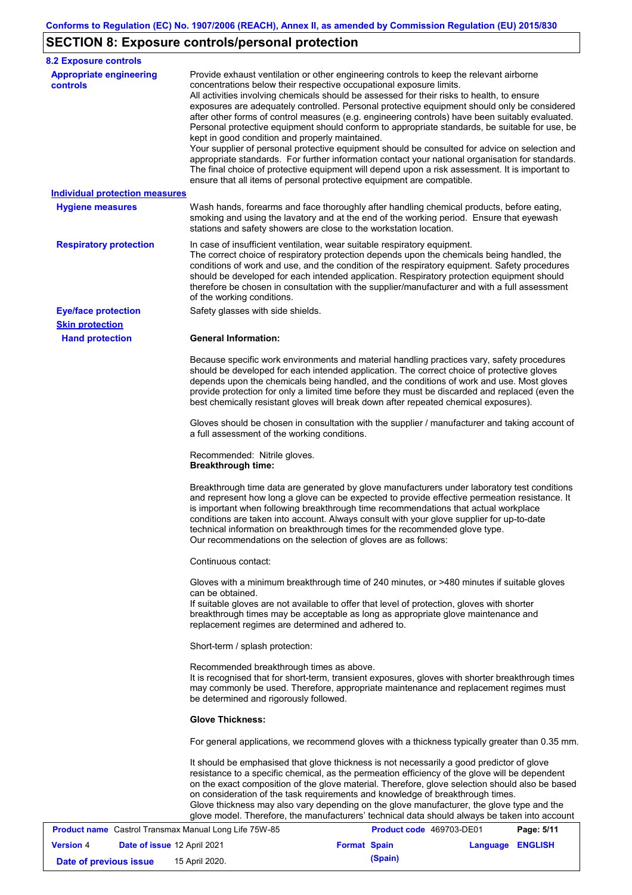## SECTION 8: Exposure controls/personal protection

### 8.2 Exposure controls

**Appropriate engineering controls**

Provide exhaust ventilation or other engineering controls to keep the relevant airborne concentrations below their respective occupational exposure limits.
All activities involving chemicals should be assessed for their risks to health, to ensure exposures are adequately controlled. Personal protective equipment should only be considered after other forms of control measures (e.g. engineering controls) have been suitably evaluated. Personal protective equipment should conform to appropriate standards, be suitable for use, be kept in good condition and properly maintained.
Your supplier of personal protective equipment should be consulted for advice on selection and appropriate standards. For further information contact your national organisation for standards. The final choice of protective equipment will depend upon a risk assessment. It is important to ensure that all items of personal protective equipment are compatible.

**Individual protection measures**

**Hygiene measures**

Wash hands, forearms and face thoroughly after handling chemical products, before eating, smoking and using the lavatory and at the end of the working period. Ensure that eyewash stations and safety showers are close to the workstation location.

**Respiratory protection**

In case of insufficient ventilation, wear suitable respiratory equipment.
The correct choice of respiratory protection depends upon the chemicals being handled, the conditions of work and use, and the condition of the respiratory equipment. Safety procedures should be developed for each intended application. Respiratory protection equipment should therefore be chosen in consultation with the supplier/manufacturer and with a full assessment of the working conditions.

**Eye/face protection**

Safety glasses with side shields.

**Skin protection**

**Hand protection**

**General Information:**

Because specific work environments and material handling practices vary, safety procedures should be developed for each intended application. The correct choice of protective gloves depends upon the chemicals being handled, and the conditions of work and use. Most gloves provide protection for only a limited time before they must be discarded and replaced (even the best chemically resistant gloves will break down after repeated chemical exposures).

Gloves should be chosen in consultation with the supplier / manufacturer and taking account of a full assessment of the working conditions.

Recommended: Nitrile gloves.
**Breakthrough time:**

Breakthrough time data are generated by glove manufacturers under laboratory test conditions and represent how long a glove can be expected to provide effective permeation resistance. It is important when following breakthrough time recommendations that actual workplace conditions are taken into account. Always consult with your glove supplier for up-to-date technical information on breakthrough times for the recommended glove type.
Our recommendations on the selection of gloves are as follows:

Continuous contact:

Gloves with a minimum breakthrough time of 240 minutes, or >480 minutes if suitable gloves can be obtained.
If suitable gloves are not available to offer that level of protection, gloves with shorter breakthrough times may be acceptable as long as appropriate glove maintenance and replacement regimes are determined and adhered to.

Short-term / splash protection:

Recommended breakthrough times as above.
It is recognised that for short-term, transient exposures, gloves with shorter breakthrough times may commonly be used. Therefore, appropriate maintenance and replacement regimes must be determined and rigorously followed.

**Glove Thickness:**

For general applications, we recommend gloves with a thickness typically greater than 0.35 mm.

It should be emphasised that glove thickness is not necessarily a good predictor of glove resistance to a specific chemical, as the permeation efficiency of the glove will be dependent on the exact composition of the glove material. Therefore, glove selection should also be based on consideration of the task requirements and knowledge of breakthrough times.
Glove thickness may also vary depending on the glove manufacturer, the glove type and the glove model. Therefore, the manufacturers' technical data should always be taken into account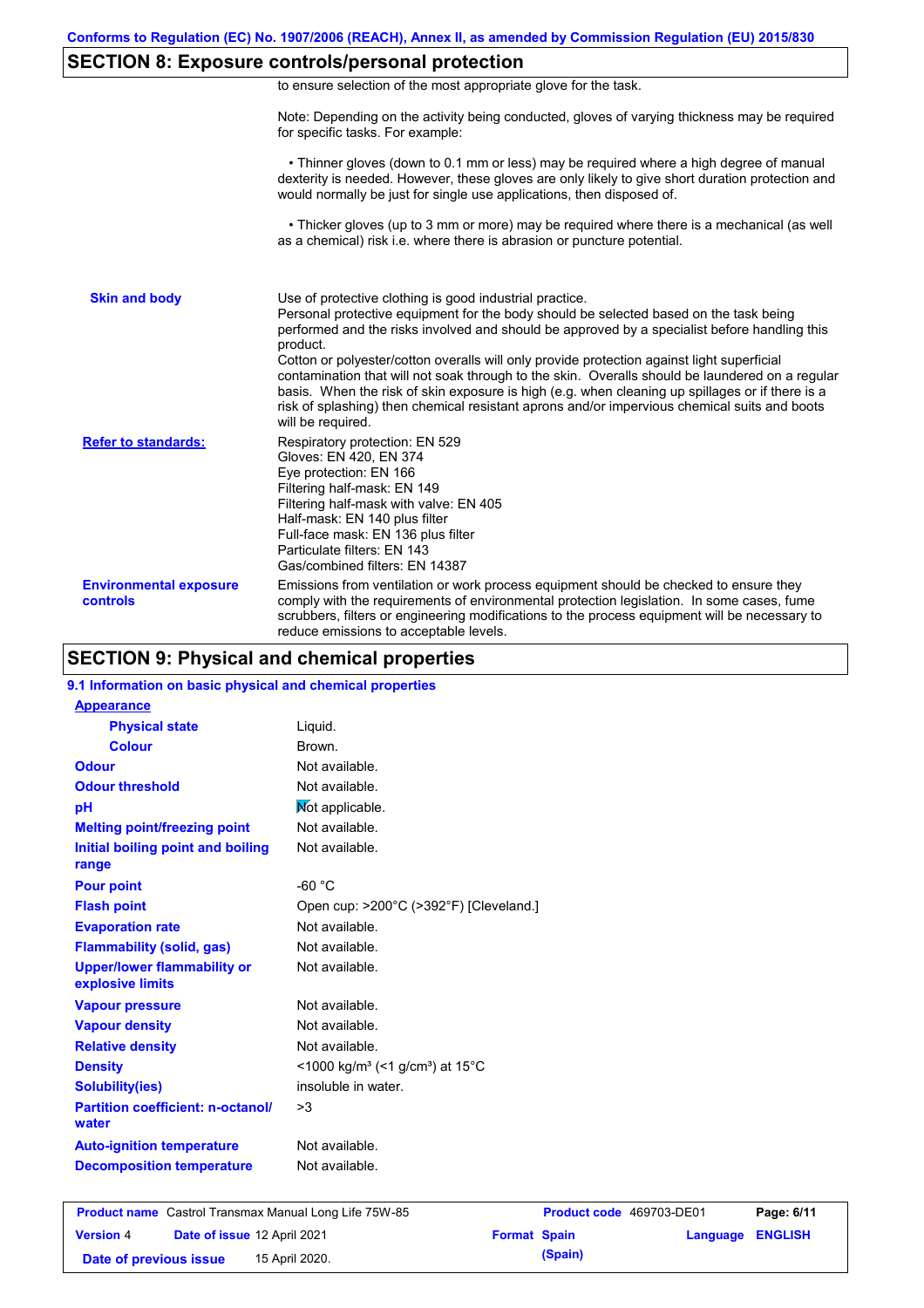## SECTION 8: Exposure controls/personal protection

to ensure selection of the most appropriate glove for the task.

Note: Depending on the activity being conducted, gloves of varying thickness may be required for specific tasks. For example:

• Thinner gloves (down to 0.1 mm or less) may be required where a high degree of manual dexterity is needed. However, these gloves are only likely to give short duration protection and would normally be just for single use applications, then disposed of.

• Thicker gloves (up to 3 mm or more) may be required where there is a mechanical (as well as a chemical) risk i.e. where there is abrasion or puncture potential.

**Skin and body**

Use of protective clothing is good industrial practice.
Personal protective equipment for the body should be selected based on the task being performed and the risks involved and should be approved by a specialist before handling this product.
Cotton or polyester/cotton overalls will only provide protection against light superficial contamination that will not soak through to the skin. Overalls should be laundered on a regular basis. When the risk of skin exposure is high (e.g. when cleaning up spillages or if there is a risk of splashing) then chemical resistant aprons and/or impervious chemical suits and boots will be required.

**Refer to standards:**

Respiratory protection: EN 529
Gloves: EN 420, EN 374
Eye protection: EN 166
Filtering half-mask: EN 149
Filtering half-mask with valve: EN 405
Half-mask: EN 140 plus filter
Full-face mask: EN 136 plus filter
Particulate filters: EN 143
Gas/combined filters: EN 14387

**Environmental exposure controls**

Emissions from ventilation or work process equipment should be checked to ensure they comply with the requirements of environmental protection legislation. In some cases, fume scrubbers, filters or engineering modifications to the process equipment will be necessary to reduce emissions to acceptable levels.

## SECTION 9: Physical and chemical properties

### 9.1 Information on basic physical and chemical properties

**Appearance**

| Property | Value |
|---|---|
| Physical state | Liquid. |
| Colour | Brown. |
| Odour | Not available. |
| Odour threshold | Not available. |
| pH | Not applicable. |
| Melting point/freezing point | Not available. |
| Initial boiling point and boiling range | Not available. |
| Pour point | -60 °C |
| Flash point | Open cup: >200°C (>392°F) [Cleveland.] |
| Evaporation rate | Not available. |
| Flammability (solid, gas) | Not available. |
| Upper/lower flammability or explosive limits | Not available. |
| Vapour pressure | Not available. |
| Vapour density | Not available. |
| Relative density | Not available. |
| Density | <1000 kg/m³ (<1 g/cm³) at 15°C |
| Solubility(ies) | insoluble in water. |
| Partition coefficient: n-octanol/water | >3 |
| Auto-ignition temperature | Not available. |
| Decomposition temperature | Not available. |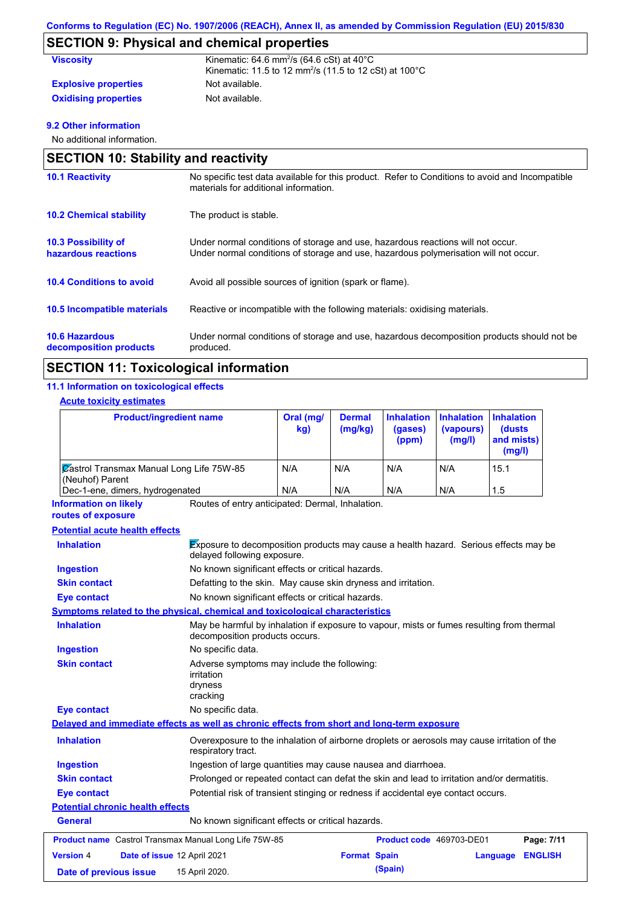Conforms to Regulation (EC) No. 1907/2006 (REACH), Annex II, as amended by Commission Regulation (EU) 2015/830

## SECTION 9: Physical and chemical properties

**Viscosity**: Kinematic: 64.6 mm$^2$/s (64.6 cSt) at 40°C
Kinematic: 11.5 to 12 mm$^2$/s (11.5 to 12 cSt) at 100°C

**Explosive properties**: Not available.

**Oxidising properties**: Not available.

### 9.2 Other information

No additional information.

## SECTION 10: Stability and reactivity

**10.1 Reactivity**: No specific test data available for this product. Refer to Conditions to avoid and Incompatible materials for additional information.

**10.2 Chemical stability**: The product is stable.

**10.3 Possibility of hazardous reactions**: Under normal conditions of storage and use, hazardous reactions will not occur.
Under normal conditions of storage and use, hazardous polymerisation will not occur.

**10.4 Conditions to avoid**: Avoid all possible sources of ignition (spark or flame).

**10.5 Incompatible materials**: Reactive or incompatible with the following materials: oxidising materials.

**10.6 Hazardous decomposition products**: Under normal conditions of storage and use, hazardous decomposition products should not be produced.

## SECTION 11: Toxicological information

### 11.1 Information on toxicological effects

**Acute toxicity estimates**

| Product/ingredient name | Oral (mg/kg) | Dermal (mg/kg) | Inhalation (gases) (ppm) | Inhalation (vapours) (mg/l) | Inhalation (dusts and mists) (mg/l) |
|---|---|---|---|---|---|
| Castrol Transmax Manual Long Life 75W-85 (Neuhof) Parent | N/A | N/A | N/A | N/A | 15.1 |
| Dec-1-ene, dimers, hydrogenated | N/A | N/A | N/A | N/A | 1.5 |

**Information on likely routes of exposure**: Routes of entry anticipated: Dermal, Inhalation.

**Potential acute health effects**

**Inhalation**: Exposure to decomposition products may cause a health hazard. Serious effects may be delayed following exposure.

**Ingestion**: No known significant effects or critical hazards.

**Skin contact**: Defatting to the skin. May cause skin dryness and irritation.

**Eye contact**: No known significant effects or critical hazards.

**Symptoms related to the physical, chemical and toxicological characteristics**

**Inhalation**: May be harmful by inhalation if exposure to vapour, mists or fumes resulting from thermal decomposition products occurs.

**Ingestion**: No specific data.

**Skin contact**: Adverse symptoms may include the following:
irritation
dryness
cracking

**Eye contact**: No specific data.

**Delayed and immediate effects as well as chronic effects from short and long-term exposure**

**Inhalation**: Overexposure to the inhalation of airborne droplets or aerosols may cause irritation of the respiratory tract.

**Ingestion**: Ingestion of large quantities may cause nausea and diarrhoea.

**Skin contact**: Prolonged or repeated contact can defat the skin and lead to irritation and/or dermatitis.

**Eye contact**: Potential risk of transient stinging or redness if accidental eye contact occurs.

**Potential chronic health effects**

**General**: No known significant effects or critical hazards.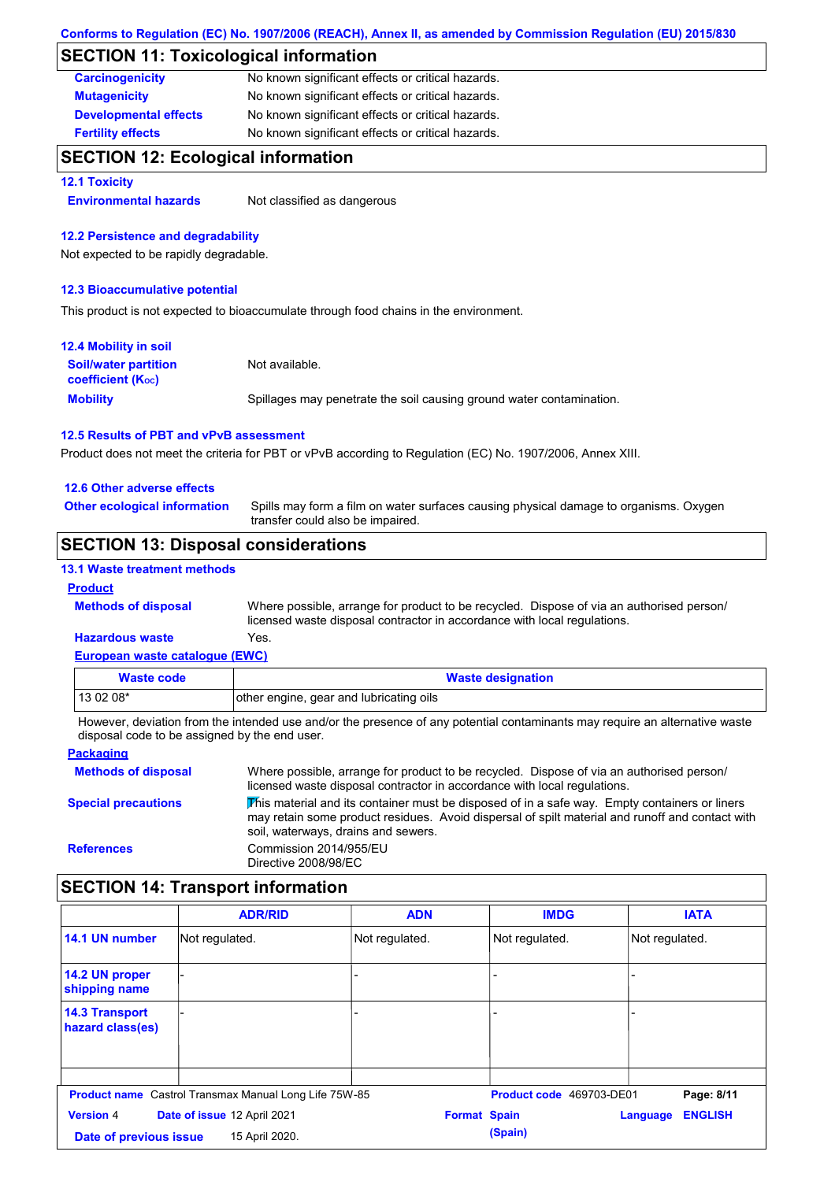Conforms to Regulation (EC) No. 1907/2006 (REACH), Annex II, as amended by Commission Regulation (EU) 2015/830

## SECTION 11: Toxicological information

**Carcinogenicity** No known significant effects or critical hazards.

**Mutagenicity** No known significant effects or critical hazards.

**Developmental effects** No known significant effects or critical hazards.

**Fertility effects** No known significant effects or critical hazards.

## SECTION 12: Ecological information

### 12.1 Toxicity

**Environmental hazards** Not classified as dangerous

### 12.2 Persistence and degradability

Not expected to be rapidly degradable.

### 12.3 Bioaccumulative potential

This product is not expected to bioaccumulate through food chains in the environment.

### 12.4 Mobility in soil

**Soil/water partition coefficient ($K_{OC}$)** Not available.

**Mobility** Spillages may penetrate the soil causing ground water contamination.

### 12.5 Results of PBT and vPvB assessment

Product does not meet the criteria for PBT or vPvB according to Regulation (EC) No. 1907/2006, Annex XIII.

### 12.6 Other adverse effects

**Other ecological information** Spills may form a film on water surfaces causing physical damage to organisms. Oxygen transfer could also be impaired.

## SECTION 13: Disposal considerations

### 13.1 Waste treatment methods

**Product**

**Methods of disposal** Where possible, arrange for product to be recycled. Dispose of via an authorised person/ licensed waste disposal contractor in accordance with local regulations.

**Hazardous waste** Yes.

**European waste catalogue (EWC)**

| Waste code | Waste designation |
|---|---|
| 13 02 08* | other engine, gear and lubricating oils |

However, deviation from the intended use and/or the presence of any potential contaminants may require an alternative waste disposal code to be assigned by the end user.

**Packaging**

**Methods of disposal** Where possible, arrange for product to be recycled. Dispose of via an authorised person/ licensed waste disposal contractor in accordance with local regulations.

**Special precautions** This material and its container must be disposed of in a safe way. Empty containers or liners may retain some product residues. Avoid dispersal of spilt material and runoff and contact with soil, waterways, drains and sewers.

**References** Commission 2014/955/EU
Directive 2008/98/EC

## SECTION 14: Transport information

| | ADR/RID | ADN | IMDG | IATA |
|---|---|---|---|---|
| 14.1 UN number | Not regulated. | Not regulated. | Not regulated. | Not regulated. |
| 14.2 UN proper shipping name | - | - | - | - |
| 14.3 Transport hazard class(es) | - | - | - | - |
| | | | | |

**Product name** Castrol Transmax Manual Long Life 75W-85 **Product code** 469703-DE01
**Version** 4 **Date of issue** 12 April 2021 **Format** Spain (Spain) **Language** ENGLISH
**Date of previous issue** 15 April 2020.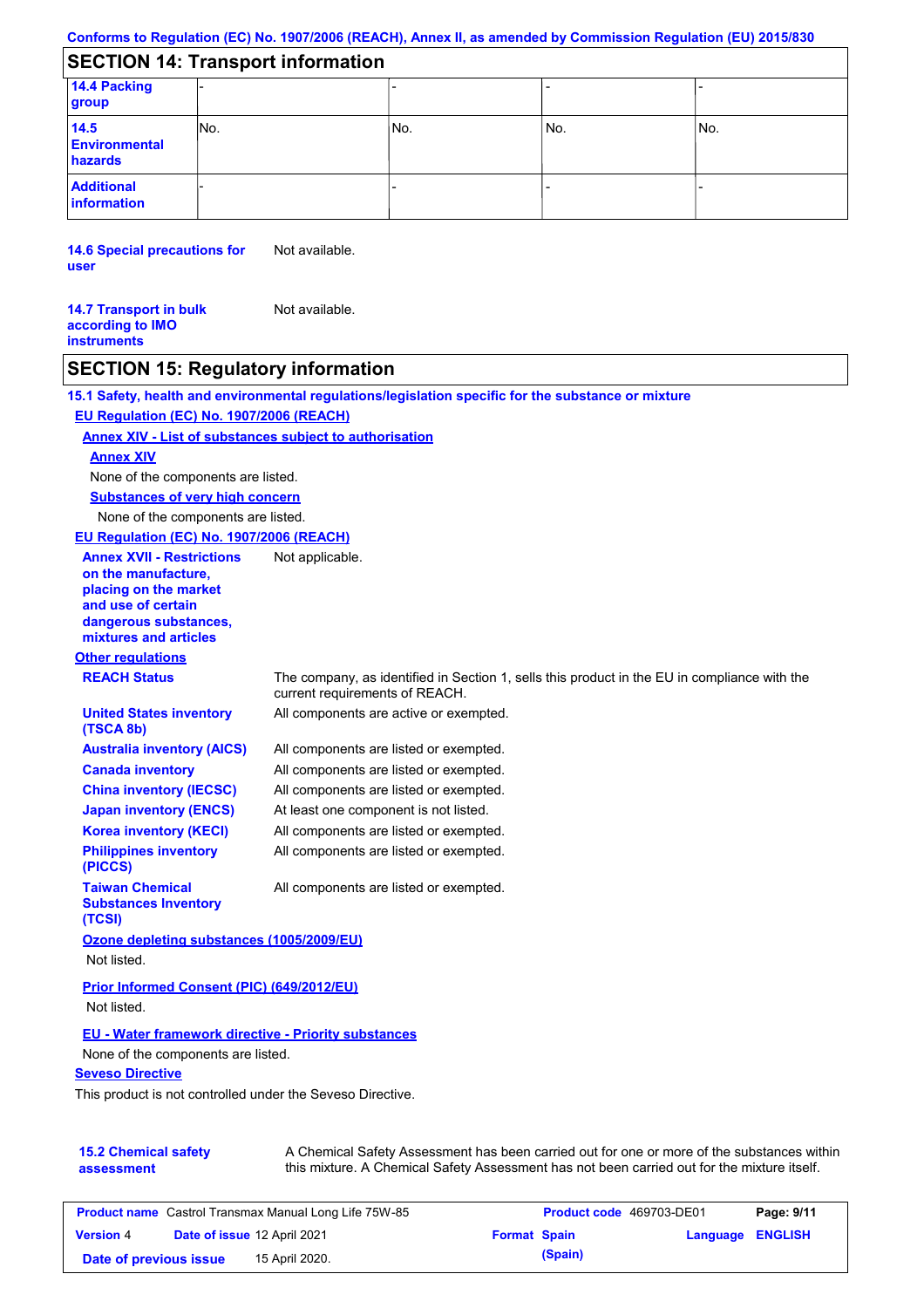Conforms to Regulation (EC) No. 1907/2006 (REACH), Annex II, as amended by Commission Regulation (EU) 2015/830

## SECTION 14: Transport information

| | | | | |
|---|---|---|---|---|
| **14.4 Packing group** | - | - | - | - |
| **14.5 Environmental hazards** | No. | No. | No. | No. |
| **Additional information** | - | - | - | - |

**14.6 Special precautions for user**: Not available.

**14.7 Transport in bulk according to IMO instruments**: Not available.

## SECTION 15: Regulatory information

### 15.1 Safety, health and environmental regulations/legislation specific for the substance or mixture

**EU Regulation (EC) No. 1907/2006 (REACH)**

**Annex XIV - List of substances subject to authorisation**

**Annex XIV**

None of the components are listed.

**Substances of very high concern**

None of the components are listed.

**EU Regulation (EC) No. 1907/2006 (REACH)**

**Annex XVII - Restrictions on the manufacture, placing on the market and use of certain dangerous substances, mixtures and articles**: Not applicable.

**Other regulations**

| | |
|---|---|
| **REACH Status** | The company, as identified in Section 1, sells this product in the EU in compliance with the current requirements of REACH. |
| **United States inventory (TSCA 8b)** | All components are active or exempted. |
| **Australia inventory (AICS)** | All components are listed or exempted. |
| **Canada inventory** | All components are listed or exempted. |
| **China inventory (IECSC)** | All components are listed or exempted. |
| **Japan inventory (ENCS)** | At least one component is not listed. |
| **Korea inventory (KECI)** | All components are listed or exempted. |
| **Philippines inventory (PICCS)** | All components are listed or exempted. |
| **Taiwan Chemical Substances Inventory (TCSI)** | All components are listed or exempted. |

**Ozone depleting substances (1005/2009/EU)**

Not listed.

**Prior Informed Consent (PIC) (649/2012/EU)**

Not listed.

**EU - Water framework directive - Priority substances**

None of the components are listed.

**Seveso Directive**

This product is not controlled under the Seveso Directive.

**15.2 Chemical safety assessment**: A Chemical Safety Assessment has been carried out for one or more of the substances within this mixture. A Chemical Safety Assessment has not been carried out for the mixture itself.

| | | | |
|---|---|---|---|
| **Product name** Castrol Transmax Manual Long Life 75W-85 | | **Product code** 469703-DE01 | |
| **Version** 4 | **Date of issue** 12 April 2021 | **Format** Spain (Spain) | **Language** ENGLISH |
| **Date of previous issue** | 15 April 2020. | | |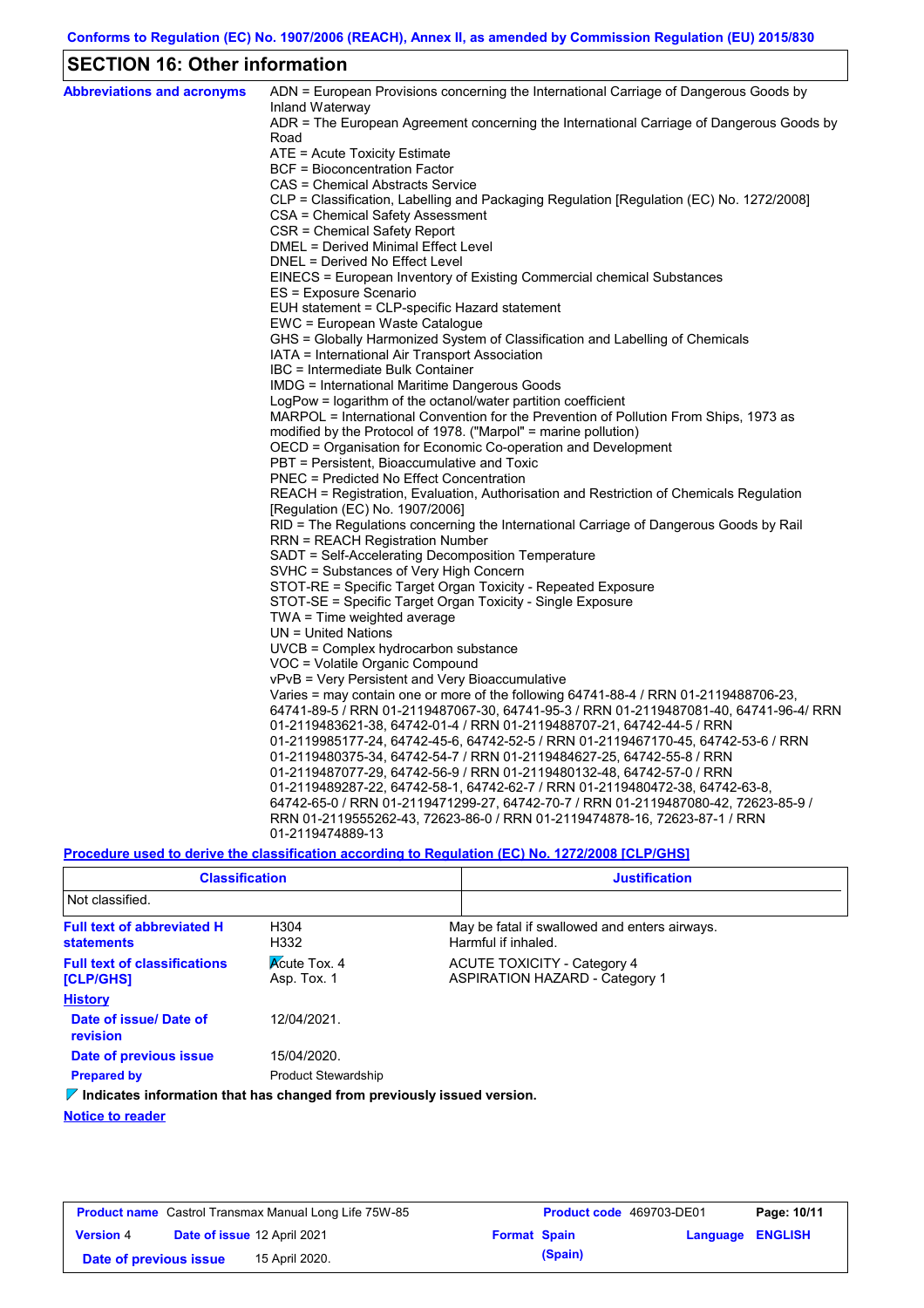## SECTION 16: Other information

**Abbreviations and acronyms**

ADN = European Provisions concerning the International Carriage of Dangerous Goods by Inland Waterway
ADR = The European Agreement concerning the International Carriage of Dangerous Goods by Road
ATE = Acute Toxicity Estimate
BCF = Bioconcentration Factor
CAS = Chemical Abstracts Service
CLP = Classification, Labelling and Packaging Regulation [Regulation (EC) No. 1272/2008]
CSA = Chemical Safety Assessment
CSR = Chemical Safety Report
DMEL = Derived Minimal Effect Level
DNEL = Derived No Effect Level
EINECS = European Inventory of Existing Commercial chemical Substances
ES = Exposure Scenario
EUH statement = CLP-specific Hazard statement
EWC = European Waste Catalogue
GHS = Globally Harmonized System of Classification and Labelling of Chemicals
IATA = International Air Transport Association
IBC = Intermediate Bulk Container
IMDG = International Maritime Dangerous Goods
LogPow = logarithm of the octanol/water partition coefficient
MARPOL = International Convention for the Prevention of Pollution From Ships, 1973 as modified by the Protocol of 1978. ("Marpol" = marine pollution)
OECD = Organisation for Economic Co-operation and Development
PBT = Persistent, Bioaccumulative and Toxic
PNEC = Predicted No Effect Concentration
REACH = Registration, Evaluation, Authorisation and Restriction of Chemicals Regulation [Regulation (EC) No. 1907/2006]
RID = The Regulations concerning the International Carriage of Dangerous Goods by Rail
RRN = REACH Registration Number
SADT = Self-Accelerating Decomposition Temperature
SVHC = Substances of Very High Concern
STOT-RE = Specific Target Organ Toxicity - Repeated Exposure
STOT-SE = Specific Target Organ Toxicity - Single Exposure
TWA = Time weighted average
UN = United Nations
UVCB = Complex hydrocarbon substance
VOC = Volatile Organic Compound
vPvB = Very Persistent and Very Bioaccumulative
Varies = may contain one or more of the following 64741-88-4 / RRN 01-2119488706-23, 64741-89-5 / RRN 01-2119487067-30, 64741-95-3 / RRN 01-2119487081-40, 64741-96-4/ RRN 01-2119483621-38, 64742-01-4 / RRN 01-2119488707-21, 64742-44-5 / RRN 01-2119985177-24, 64742-45-6, 64742-52-5 / RRN 01-2119467170-45, 64742-53-6 / RRN 01-2119480375-34, 64742-54-7 / RRN 01-2119484627-25, 64742-55-8 / RRN 01-2119487077-29, 64742-56-9 / RRN 01-2119480132-48, 64742-57-0 / RRN 01-2119489287-22, 64742-58-1, 64742-62-7 / RRN 01-2119480472-38, 64742-63-8, 64742-65-0 / RRN 01-2119471299-27, 64742-70-7 / RRN 01-2119487080-42, 72623-85-9 / RRN 01-2119555262-43, 72623-86-0 / RRN 01-2119474878-16, 72623-87-1 / RRN 01-2119474889-13

**Procedure used to derive the classification according to Regulation (EC) No. 1272/2008 [CLP/GHS]**

| Classification | Justification |
|---|---|
| Not classified. | |

**Full text of abbreviated H statements**

| | |
|---|---|
| H304 | May be fatal if swallowed and enters airways. |
| H332 | Harmful if inhaled. |

**Full text of classifications [CLP/GHS]**

| | |
|---|---|
| Acute Tox. 4 | ACUTE TOXICITY - Category 4 |
| Asp. Tox. 1 | ASPIRATION HAZARD - Category 1 |

**History**

**Date of issue/ Date of revision** 12/04/2021.

**Date of previous issue** 15/04/2020.

**Prepared by** Product Stewardship

**Indicates information that has changed from previously issued version.**

**Notice to reader**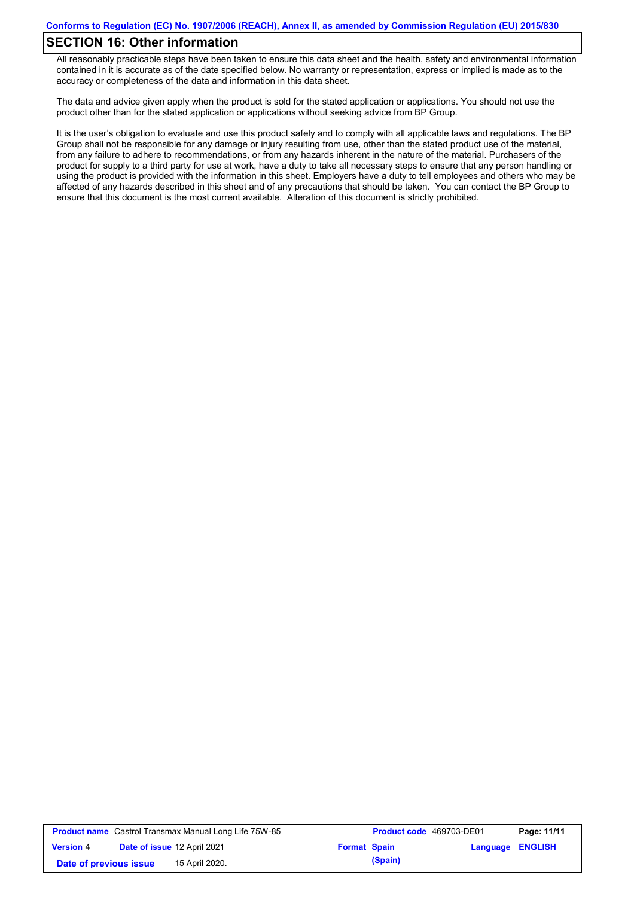## SECTION 16: Other information

All reasonably practicable steps have been taken to ensure this data sheet and the health, safety and environmental information contained in it is accurate as of the date specified below. No warranty or representation, express or implied is made as to the accuracy or completeness of the data and information in this data sheet.

The data and advice given apply when the product is sold for the stated application or applications. You should not use the product other than for the stated application or applications without seeking advice from BP Group.

It is the user's obligation to evaluate and use this product safely and to comply with all applicable laws and regulations. The BP Group shall not be responsible for any damage or injury resulting from use, other than the stated product use of the material, from any failure to adhere to recommendations, or from any hazards inherent in the nature of the material. Purchasers of the product for supply to a third party for use at work, have a duty to take all necessary steps to ensure that any person handling or using the product is provided with the information in this sheet. Employers have a duty to tell employees and others who may be affected of any hazards described in this sheet and of any precautions that should be taken. You can contact the BP Group to ensure that this document is the most current available. Alteration of this document is strictly prohibited.

| | | | |
|---|---|---|---|
| **Product name** Castrol Transmax Manual Long Life 75W-85 | | **Product code** 469703-DE01 | |
| **Version** 4 | **Date of issue** 12 April 2021 | **Format** Spain (Spain) | **Language** ENGLISH |
| **Date of previous issue** 15 April 2020. | | | |